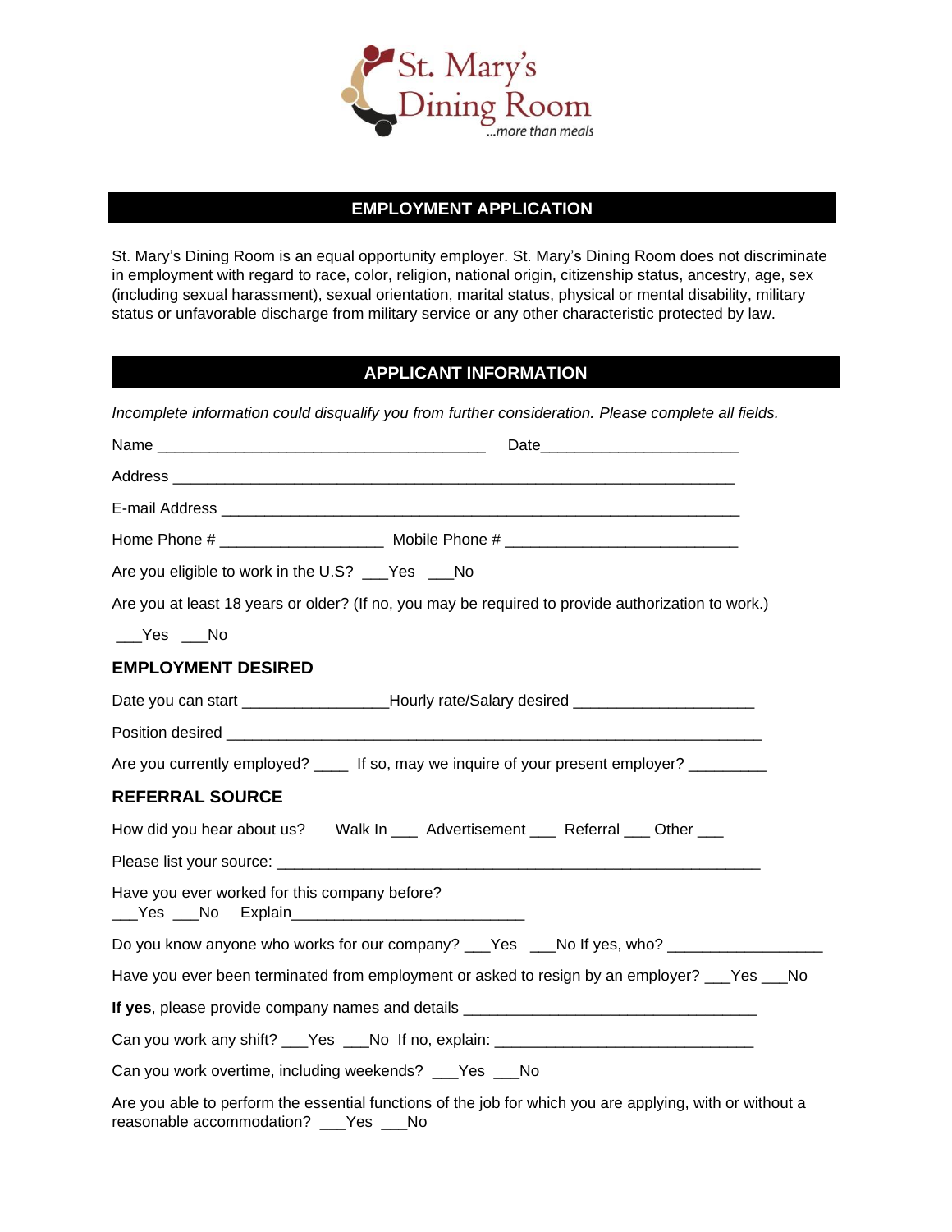St. Mary's Dining Room

...more than meals

# EMPLOYMENT APPLICATION

St. Mary's Dining Room is an equal opportunity employer. St. Mary's Dining Room does not discriminate in employment with regard to race, color, religion, national origin, citizenship status, ancestry, age, sex (including sexual harassment), sexual orientation, marital status, physical or mental disability, military status or unfavorable discharge from military service or any other characteristic protected by law.

## APPLICANT INFORMATION

*Incomplete information could disqualify you from further consideration. Please complete all fields.*

Name ________________________________________ Date________________________

Address ______________________________________________________________________

E-mail Address _______________________________________________________________

Home Phone # ___________________ Mobile Phone # ____________________________

Are you eligible to work in the U.S? ___Yes ___No

Are you at least 18 years or older? (If no, you may be required to provide authorization to work.)

___Yes ___No

### EMPLOYMENT DESIRED

Date you can start _________________Hourly rate/Salary desired _____________________

Position desired _________________________________________________________________

Are you currently employed? ____ If so, may we inquire of your present employer? _________

### REFERRAL SOURCE

How did you hear about us? Walk In ___ Advertisement ___ Referral ___ Other ___

Please list your source: ____________________________________________________________

Have you ever worked for this company before?
___Yes ___No Explain___________________________

Do you know anyone who works for our company? ___Yes ___No If yes, who? __________________

Have you ever been terminated from employment or asked to resign by an employer? ___Yes ___No

**If yes**, please provide company names and details __________________________________

Can you work any shift? ___Yes ___No If no, explain: _______________________________

Can you work overtime, including weekends? ___Yes ___No

Are you able to perform the essential functions of the job for which you are applying, with or without a reasonable accommodation? ___Yes ___No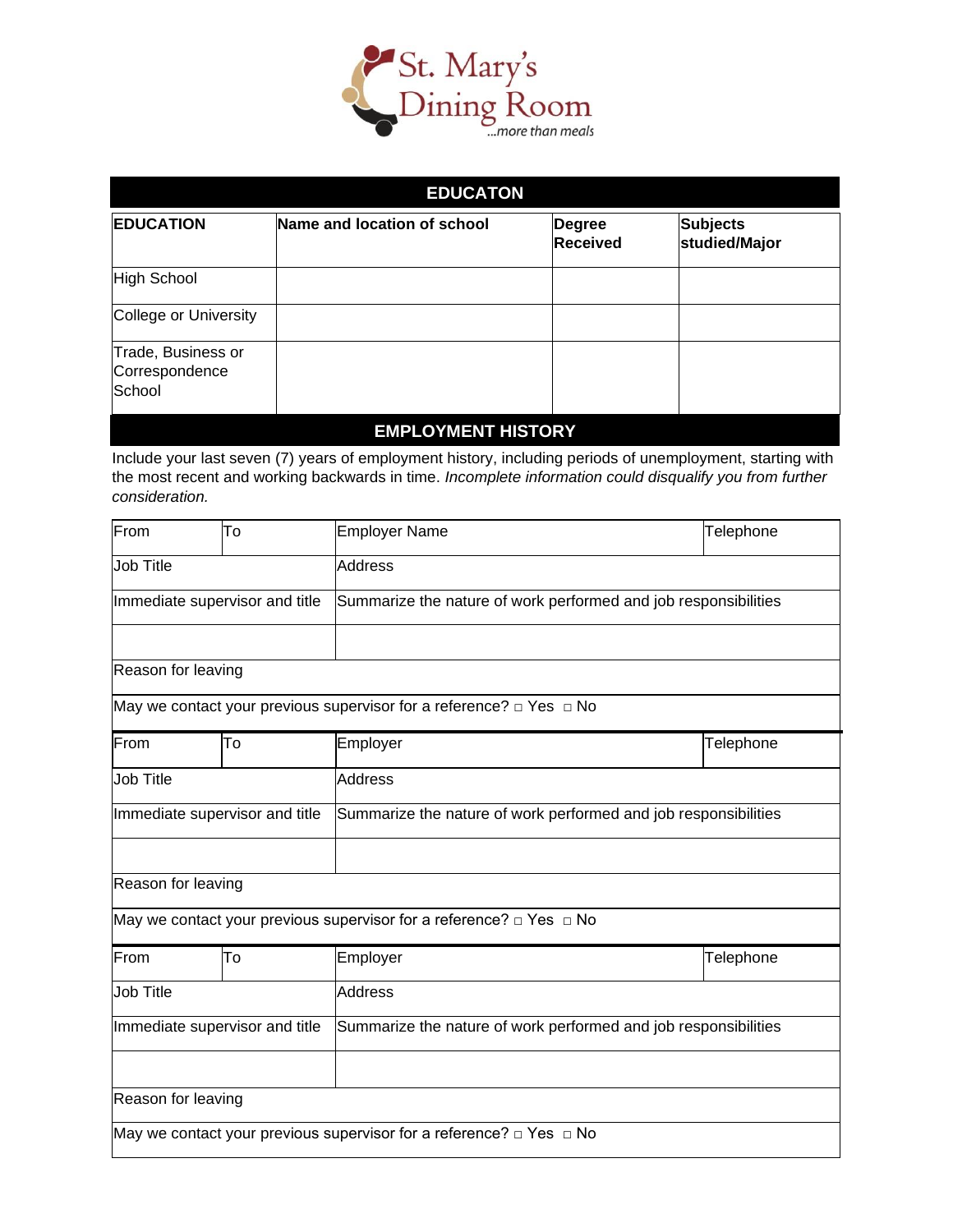## EDUCATON

| EDUCATION | Name and location of school | Degree Received | Subjects studied/Major |
|---|---|---|---|
| High School | | | |
| College or University | | | |
| Trade, Business or Correspondence School | | | |

## EMPLOYMENT HISTORY

Include your last seven (7) years of employment history, including periods of unemployment, starting with the most recent and working backwards in time. *Incomplete information could disqualify you from further consideration.*

| From | To | Employer Name | Telephone |
|---|---|---|---|
| Job Title | | Address | |
| Immediate supervisor and title | | Summarize the nature of work performed and job responsibilities | |
| | | | |
| Reason for leaving | | | |
| May we contact your previous supervisor for a reference? □ Yes □ No | | | |

| From | To | Employer | Telephone |
|---|---|---|---|
| Job Title | | Address | |
| Immediate supervisor and title | | Summarize the nature of work performed and job responsibilities | |
| | | | |
| Reason for leaving | | | |
| May we contact your previous supervisor for a reference? □ Yes □ No | | | |

| From | To | Employer | Telephone |
|---|---|---|---|
| Job Title | | Address | |
| Immediate supervisor and title | | Summarize the nature of work performed and job responsibilities | |
| | | | |
| Reason for leaving | | | |
| May we contact your previous supervisor for a reference? □ Yes □ No | | | |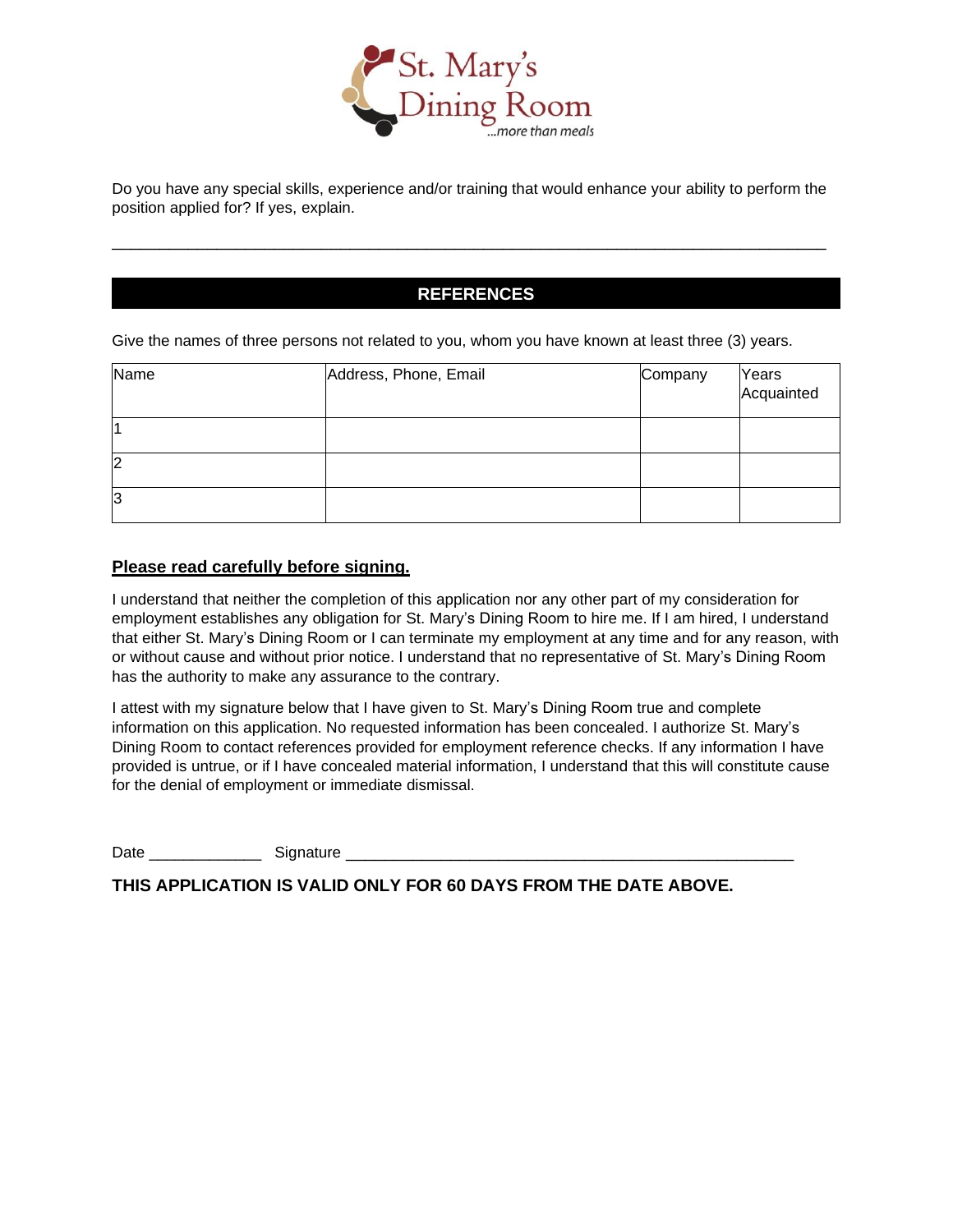Do you have any special skills, experience and/or training that would enhance your ability to perform the position applied for? If yes, explain.

\_\_\_\_\_\_\_\_\_\_\_\_\_\_\_\_\_\_\_\_\_\_\_\_\_\_\_\_\_\_\_\_\_\_\_\_\_\_\_\_\_\_\_\_\_\_\_\_\_\_\_\_\_\_\_\_\_\_\_\_\_\_\_\_\_\_\_\_\_\_\_\_\_\_\_\_

## REFERENCES

Give the names of three persons not related to you, whom you have known at least three (3) years.

| Name | Address, Phone, Email | Company | Years Acquainted |
|---|---|---|---|
| 1 | | | |
| 2 | | | |
| 3 | | | |

**<u>Please read carefully before signing.</u>**

I understand that neither the completion of this application nor any other part of my consideration for employment establishes any obligation for St. Mary's Dining Room to hire me. If I am hired, I understand that either St. Mary's Dining Room or I can terminate my employment at any time and for any reason, with or without cause and without prior notice. I understand that no representative of St. Mary's Dining Room has the authority to make any assurance to the contrary.

I attest with my signature below that I have given to St. Mary's Dining Room true and complete information on this application. No requested information has been concealed. I authorize St. Mary's Dining Room to contact references provided for employment reference checks. If any information I have provided is untrue, or if I have concealed material information, I understand that this will constitute cause for the denial of employment or immediate dismissal.

Date \_\_\_\_\_\_\_\_\_\_\_\_\_ Signature \_\_\_\_\_\_\_\_\_\_\_\_\_\_\_\_\_\_\_\_\_\_\_\_\_\_\_\_\_\_\_\_\_\_\_\_\_\_\_\_\_\_\_\_\_\_\_\_\_\_

**THIS APPLICATION IS VALID ONLY FOR 60 DAYS FROM THE DATE ABOVE.**